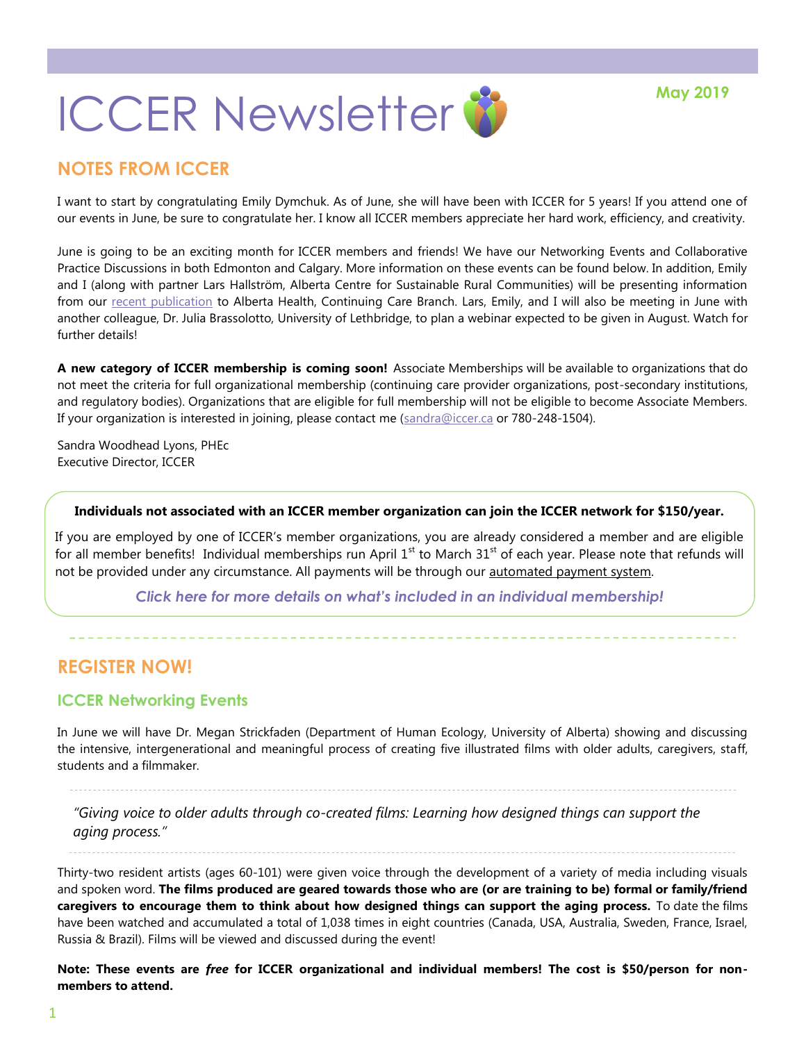# ICCER Newsletter

**May 2019**

## NOTES FROM ICCER

I want to start by congratulating Emily Dymchuk. As of June, she will have been with ICCER for 5 years! If you attend one of our events in June, be sure to congratulate her. I know all ICCER members appreciate her hard work, efficiency, and creativity.

June is going to be an exciting month for ICCER members and friends! We have our Networking Events and Collaborative Practice Discussions in both Edmonton and Calgary. More information on these events can be found below. In addition, Emily and I (along with partner Lars Hallström, Alberta Centre for Sustainable Rural Communities) will be presenting information from our recent publication to Alberta Health, Continuing Care Branch. Lars, Emily, and I will also be meeting in June with another colleague, Dr. Julia Brassolotto, University of Lethbridge, to plan a webinar expected to be given in August. Watch for further details!

**A new category of ICCER membership is coming soon!** Associate Memberships will be available to organizations that do not meet the criteria for full organizational membership (continuing care provider organizations, post-secondary institutions, and regulatory bodies). Organizations that are eligible for full membership will not be eligible to become Associate Members. If your organization is interested in joining, please contact me (sandra@iccer.ca or 780-248-1504).

Sandra Woodhead Lyons, PHEc
Executive Director, ICCER

**Individuals not associated with an ICCER member organization can join the ICCER network for $150/year.**

If you are employed by one of ICCER's member organizations, you are already considered a member and are eligible for all member benefits! Individual memberships run April 1st to March 31st of each year. Please note that refunds will not be provided under any circumstance. All payments will be through our automated payment system.

*Click here for more details on what's included in an individual membership!*

## REGISTER NOW!

### ICCER Networking Events

In June we will have Dr. Megan Strickfaden (Department of Human Ecology, University of Alberta) showing and discussing the intensive, intergenerational and meaningful process of creating five illustrated films with older adults, caregivers, staff, students and a filmmaker.

*"Giving voice to older adults through co-created films: Learning how designed things can support the aging process."*

Thirty-two resident artists (ages 60-101) were given voice through the development of a variety of media including visuals and spoken word. **The films produced are geared towards those who are (or are training to be) formal or family/friend caregivers to encourage them to think about how designed things can support the aging process.** To date the films have been watched and accumulated a total of 1,038 times in eight countries (Canada, USA, Australia, Sweden, France, Israel, Russia & Brazil). Films will be viewed and discussed during the event!

**Note: These events are *free* for ICCER organizational and individual members! The cost is $50/person for non-members to attend.**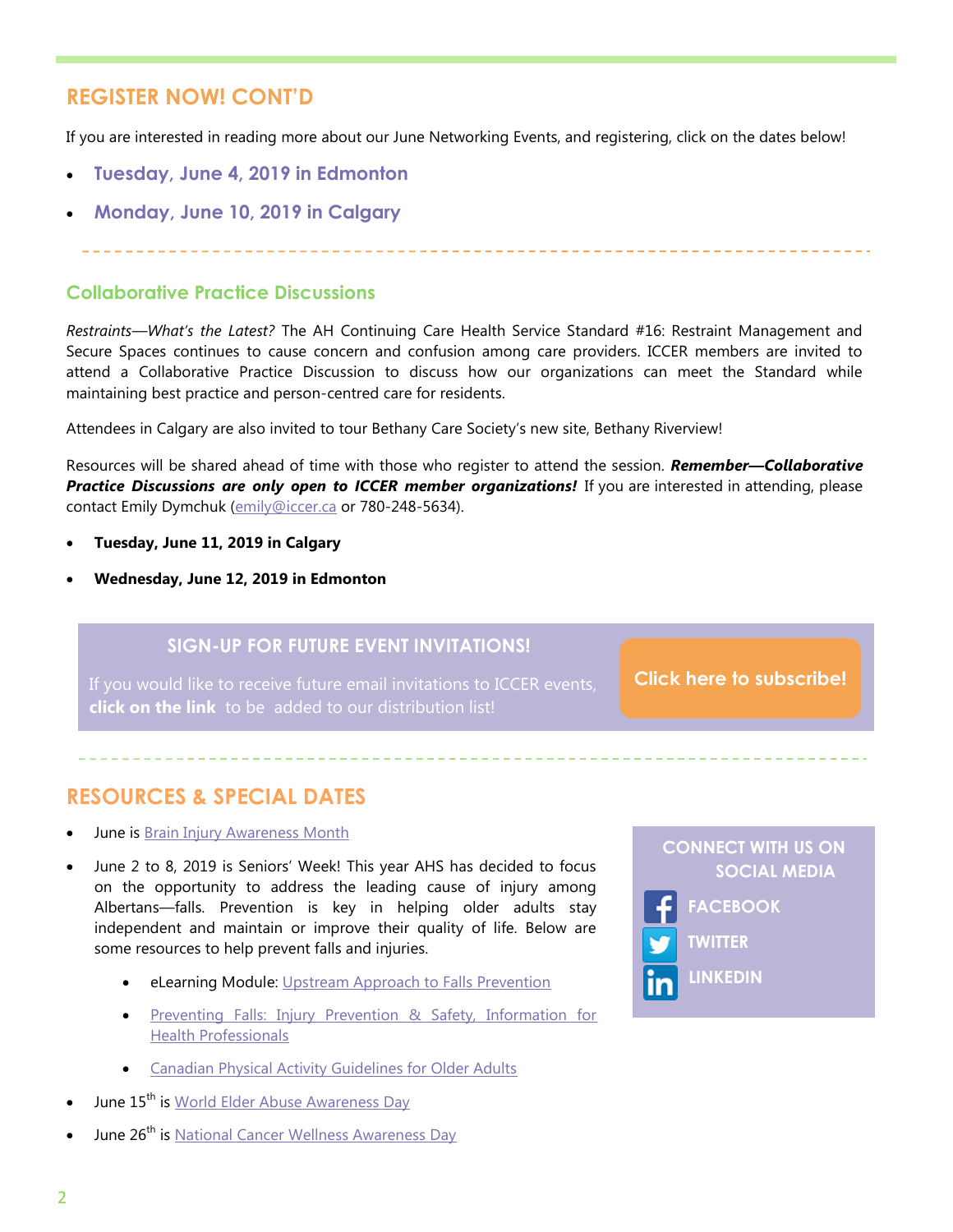## REGISTER NOW! CONT'D

If you are interested in reading more about our June Networking Events, and registering, click on the dates below!

- **Tuesday, June 4, 2019 in Edmonton**
- **Monday, June 10, 2019 in Calgary**

### Collaborative Practice Discussions

*Restraints—What's the Latest?* The AH Continuing Care Health Service Standard #16: Restraint Management and Secure Spaces continues to cause concern and confusion among care providers. ICCER members are invited to attend a Collaborative Practice Discussion to discuss how our organizations can meet the Standard while maintaining best practice and person-centred care for residents.

Attendees in Calgary are also invited to tour Bethany Care Society's new site, Bethany Riverview!

Resources will be shared ahead of time with those who register to attend the session. ***Remember—Collaborative Practice Discussions are only open to ICCER member organizations!*** If you are interested in attending, please contact Emily Dymchuk (emily@iccer.ca or 780-248-5634).

- **Tuesday, June 11, 2019 in Calgary**
- **Wednesday, June 12, 2019 in Edmonton**

**SIGN-UP FOR FUTURE EVENT INVITATIONS!**

If you would like to receive future email invitations to ICCER events, **click on the link** to be added to our distribution list!

**Click here to subscribe!**

## RESOURCES & SPECIAL DATES

- June is Brain Injury Awareness Month
- June 2 to 8, 2019 is Seniors' Week! This year AHS has decided to focus on the opportunity to address the leading cause of injury among Albertans—falls. Prevention is key in helping older adults stay independent and maintain or improve their quality of life. Below are some resources to help prevent falls and injuries.
  - eLearning Module: Upstream Approach to Falls Prevention
  - Preventing Falls: Injury Prevention & Safety, Information for Health Professionals
  - Canadian Physical Activity Guidelines for Older Adults
- June 15th is World Elder Abuse Awareness Day
- June 26th is National Cancer Wellness Awareness Day

**CONNECT WITH US ON SOCIAL MEDIA**

FACEBOOK

TWITTER

LINKEDIN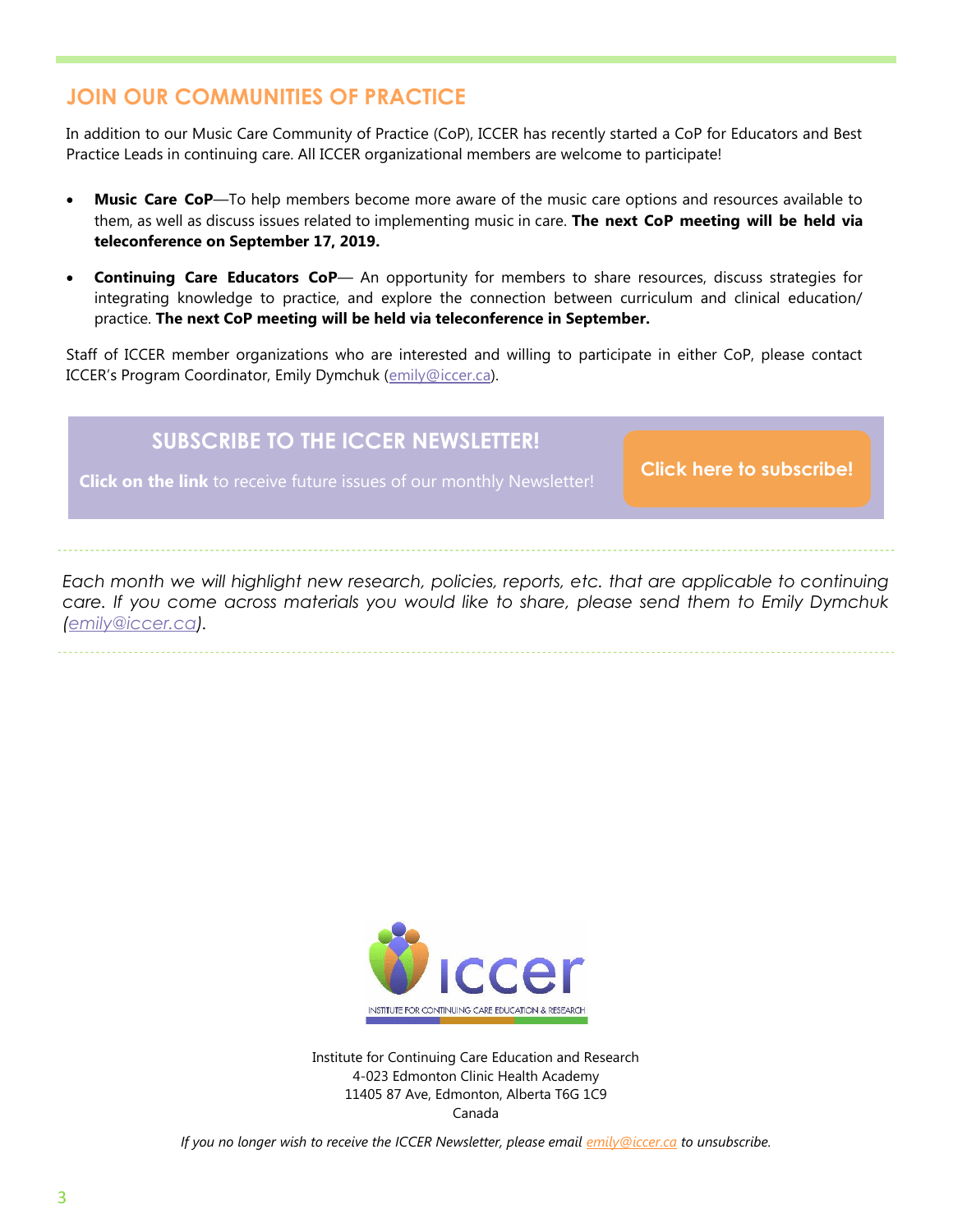## JOIN OUR COMMUNITIES OF PRACTICE

In addition to our Music Care Community of Practice (CoP), ICCER has recently started a CoP for Educators and Best Practice Leads in continuing care. All ICCER organizational members are welcome to participate!

- **Music Care CoP**—To help members become more aware of the music care options and resources available to them, as well as discuss issues related to implementing music in care. **The next CoP meeting will be held via teleconference on September 17, 2019.**
- **Continuing Care Educators CoP**— An opportunity for members to share resources, discuss strategies for integrating knowledge to practice, and explore the connection between curriculum and clinical education/ practice. **The next CoP meeting will be held via teleconference in September.**

Staff of ICCER member organizations who are interested and willing to participate in either CoP, please contact ICCER's Program Coordinator, Emily Dymchuk (emily@iccer.ca).

### SUBSCRIBE TO THE ICCER NEWSLETTER!

**Click on the link** to receive future issues of our monthly Newsletter!

**Click here to subscribe!**

*Each month we will highlight new research, policies, reports, etc. that are applicable to continuing care. If you come across materials you would like to share, please send them to Emily Dymchuk (emily@iccer.ca).*

iccer

INSTITUTE FOR CONTINUING CARE EDUCATION & RESEARCH

Institute for Continuing Care Education and Research
4-023 Edmonton Clinic Health Academy
11405 87 Ave, Edmonton, Alberta T6G 1C9
Canada

*If you no longer wish to receive the ICCER Newsletter, please email emily@iccer.ca to unsubscribe.*